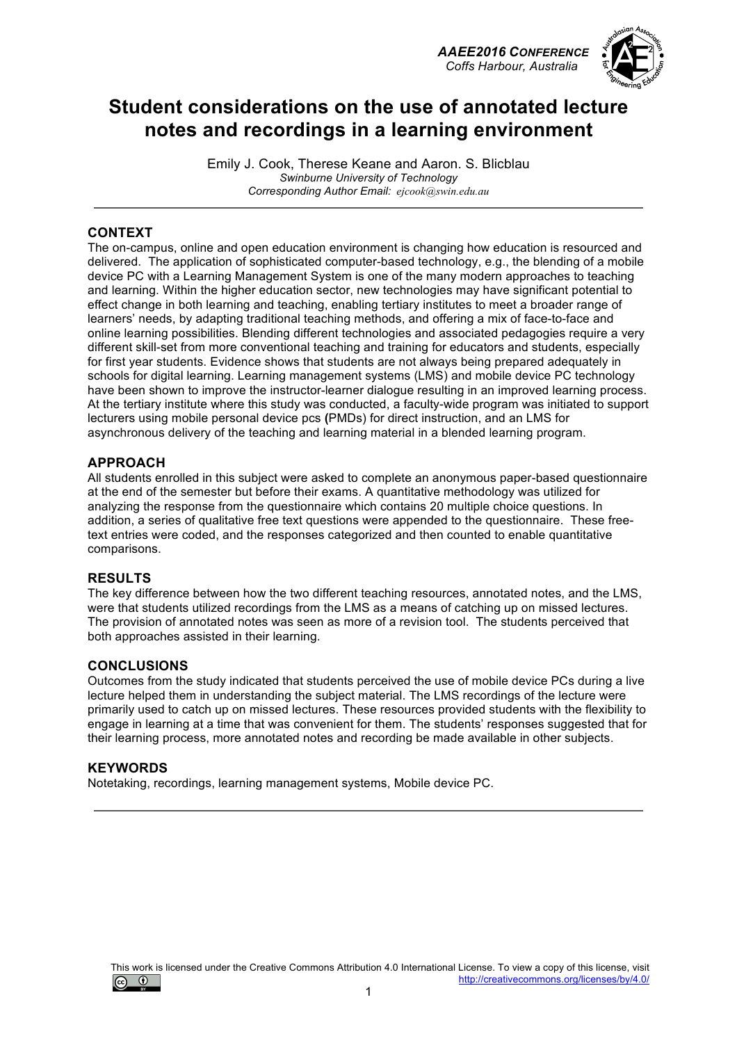# Student considerations on the use of annotated lecture notes and recordings in a learning environment

Emily J. Cook, Therese Keane and Aaron. S. Blicblau

*Swinburne University of Technology*

*Corresponding Author Email: ejcook@swin.edu.au*

---

## CONTEXT

The on-campus, online and open education environment is changing how education is resourced and delivered. The application of sophisticated computer-based technology, e.g., the blending of a mobile device PC with a Learning Management System is one of the many modern approaches to teaching and learning. Within the higher education sector, new technologies may have significant potential to effect change in both learning and teaching, enabling tertiary institutes to meet a broader range of learners' needs, by adapting traditional teaching methods, and offering a mix of face-to-face and online learning possibilities. Blending different technologies and associated pedagogies require a very different skill-set from more conventional teaching and training for educators and students, especially for first year students. Evidence shows that students are not always being prepared adequately in schools for digital learning. Learning management systems (LMS) and mobile device PC technology have been shown to improve the instructor-learner dialogue resulting in an improved learning process. At the tertiary institute where this study was conducted, a faculty-wide program was initiated to support lecturers using mobile personal device pcs **(**PMDs) for direct instruction, and an LMS for asynchronous delivery of the teaching and learning material in a blended learning program.

## APPROACH

All students enrolled in this subject were asked to complete an anonymous paper-based questionnaire at the end of the semester but before their exams. A quantitative methodology was utilized for analyzing the response from the questionnaire which contains 20 multiple choice questions. In addition, a series of qualitative free text questions were appended to the questionnaire. These free-text entries were coded, and the responses categorized and then counted to enable quantitative comparisons.

## RESULTS

The key difference between how the two different teaching resources, annotated notes, and the LMS, were that students utilized recordings from the LMS as a means of catching up on missed lectures. The provision of annotated notes was seen as more of a revision tool. The students perceived that both approaches assisted in their learning.

## CONCLUSIONS

Outcomes from the study indicated that students perceived the use of mobile device PCs during a live lecture helped them in understanding the subject material. The LMS recordings of the lecture were primarily used to catch up on missed lectures. These resources provided students with the flexibility to engage in learning at a time that was convenient for them. The students' responses suggested that for their learning process, more annotated notes and recording be made available in other subjects.

## KEYWORDS

Notetaking, recordings, learning management systems, Mobile device PC.

---

This work is licensed under the Creative Commons Attribution 4.0 International License. To view a copy of this license, visit http://creativecommons.org/licenses/by/4.0/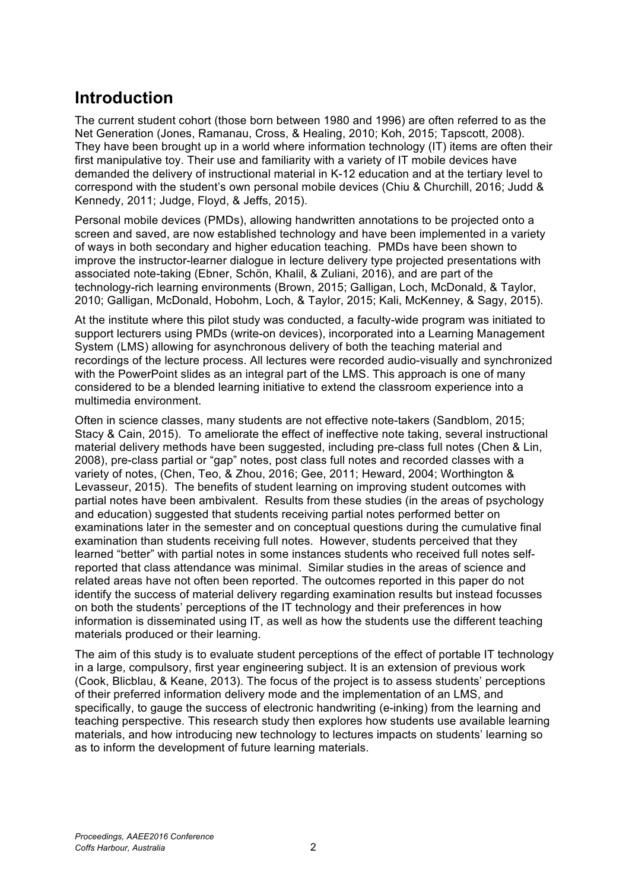## Introduction

The current student cohort (those born between 1980 and 1996) are often referred to as the Net Generation (Jones, Ramanau, Cross, & Healing, 2010; Koh, 2015; Tapscott, 2008). They have been brought up in a world where information technology (IT) items are often their first manipulative toy. Their use and familiarity with a variety of IT mobile devices have demanded the delivery of instructional material in K-12 education and at the tertiary level to correspond with the student's own personal mobile devices (Chiu & Churchill, 2016; Judd & Kennedy, 2011; Judge, Floyd, & Jeffs, 2015).

Personal mobile devices (PMDs), allowing handwritten annotations to be projected onto a screen and saved, are now established technology and have been implemented in a variety of ways in both secondary and higher education teaching. PMDs have been shown to improve the instructor-learner dialogue in lecture delivery type projected presentations with associated note-taking (Ebner, Schön, Khalil, & Zuliani, 2016), and are part of the technology-rich learning environments (Brown, 2015; Galligan, Loch, McDonald, & Taylor, 2010; Galligan, McDonald, Hobohm, Loch, & Taylor, 2015; Kali, McKenney, & Sagy, 2015).

At the institute where this pilot study was conducted, a faculty-wide program was initiated to support lecturers using PMDs (write-on devices), incorporated into a Learning Management System (LMS) allowing for asynchronous delivery of both the teaching material and recordings of the lecture process. All lectures were recorded audio-visually and synchronized with the PowerPoint slides as an integral part of the LMS. This approach is one of many considered to be a blended learning initiative to extend the classroom experience into a multimedia environment.

Often in science classes, many students are not effective note-takers (Sandblom, 2015; Stacy & Cain, 2015). To ameliorate the effect of ineffective note taking, several instructional material delivery methods have been suggested, including pre-class full notes (Chen & Lin, 2008), pre-class partial or "gap" notes, post class full notes and recorded classes with a variety of notes, (Chen, Teo, & Zhou, 2016; Gee, 2011; Heward, 2004; Worthington & Levasseur, 2015). The benefits of student learning on improving student outcomes with partial notes have been ambivalent. Results from these studies (in the areas of psychology and education) suggested that students receiving partial notes performed better on examinations later in the semester and on conceptual questions during the cumulative final examination than students receiving full notes. However, students perceived that they learned "better" with partial notes in some instances students who received full notes self-reported that class attendance was minimal. Similar studies in the areas of science and related areas have not often been reported. The outcomes reported in this paper do not identify the success of material delivery regarding examination results but instead focusses on both the students' perceptions of the IT technology and their preferences in how information is disseminated using IT, as well as how the students use the different teaching materials produced or their learning.

The aim of this study is to evaluate student perceptions of the effect of portable IT technology in a large, compulsory, first year engineering subject. It is an extension of previous work (Cook, Blicblau, & Keane, 2013). The focus of the project is to assess students' perceptions of their preferred information delivery mode and the implementation of an LMS, and specifically, to gauge the success of electronic handwriting (e-inking) from the learning and teaching perspective. This research study then explores how students use available learning materials, and how introducing new technology to lectures impacts on students' learning so as to inform the development of future learning materials.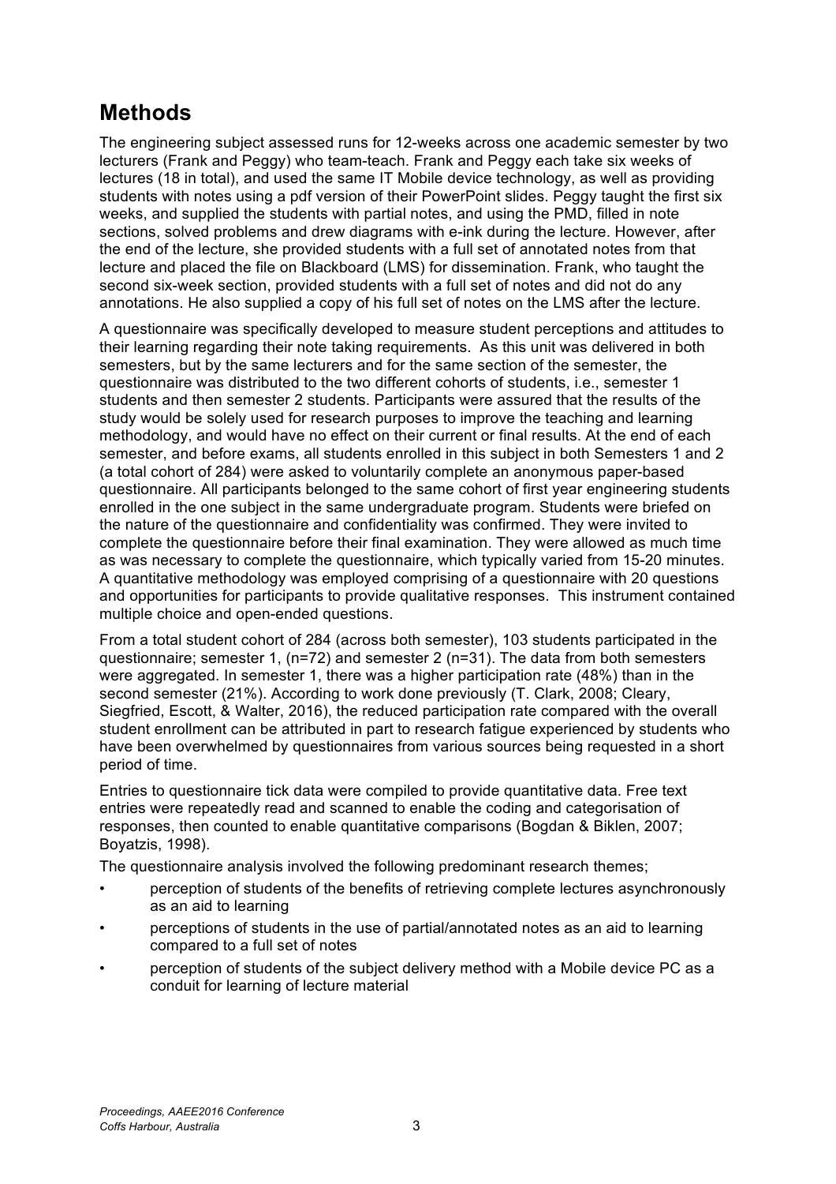## Methods

The engineering subject assessed runs for 12-weeks across one academic semester by two lecturers (Frank and Peggy) who team-teach. Frank and Peggy each take six weeks of lectures (18 in total), and used the same IT Mobile device technology, as well as providing students with notes using a pdf version of their PowerPoint slides. Peggy taught the first six weeks, and supplied the students with partial notes, and using the PMD, filled in note sections, solved problems and drew diagrams with e-ink during the lecture. However, after the end of the lecture, she provided students with a full set of annotated notes from that lecture and placed the file on Blackboard (LMS) for dissemination. Frank, who taught the second six-week section, provided students with a full set of notes and did not do any annotations. He also supplied a copy of his full set of notes on the LMS after the lecture.

A questionnaire was specifically developed to measure student perceptions and attitudes to their learning regarding their note taking requirements. As this unit was delivered in both semesters, but by the same lecturers and for the same section of the semester, the questionnaire was distributed to the two different cohorts of students, i.e., semester 1 students and then semester 2 students. Participants were assured that the results of the study would be solely used for research purposes to improve the teaching and learning methodology, and would have no effect on their current or final results. At the end of each semester, and before exams, all students enrolled in this subject in both Semesters 1 and 2 (a total cohort of 284) were asked to voluntarily complete an anonymous paper-based questionnaire. All participants belonged to the same cohort of first year engineering students enrolled in the one subject in the same undergraduate program. Students were briefed on the nature of the questionnaire and confidentiality was confirmed. They were invited to complete the questionnaire before their final examination. They were allowed as much time as was necessary to complete the questionnaire, which typically varied from 15-20 minutes. A quantitative methodology was employed comprising of a questionnaire with 20 questions and opportunities for participants to provide qualitative responses. This instrument contained multiple choice and open-ended questions.

From a total student cohort of 284 (across both semester), 103 students participated in the questionnaire; semester 1, (n=72) and semester 2 (n=31). The data from both semesters were aggregated. In semester 1, there was a higher participation rate (48%) than in the second semester (21%). According to work done previously (T. Clark, 2008; Cleary, Siegfried, Escott, & Walter, 2016), the reduced participation rate compared with the overall student enrollment can be attributed in part to research fatigue experienced by students who have been overwhelmed by questionnaires from various sources being requested in a short period of time.

Entries to questionnaire tick data were compiled to provide quantitative data. Free text entries were repeatedly read and scanned to enable the coding and categorisation of responses, then counted to enable quantitative comparisons (Bogdan & Biklen, 2007; Boyatzis, 1998).

The questionnaire analysis involved the following predominant research themes;

- perception of students of the benefits of retrieving complete lectures asynchronously as an aid to learning
- perceptions of students in the use of partial/annotated notes as an aid to learning compared to a full set of notes
- perception of students of the subject delivery method with a Mobile device PC as a conduit for learning of lecture material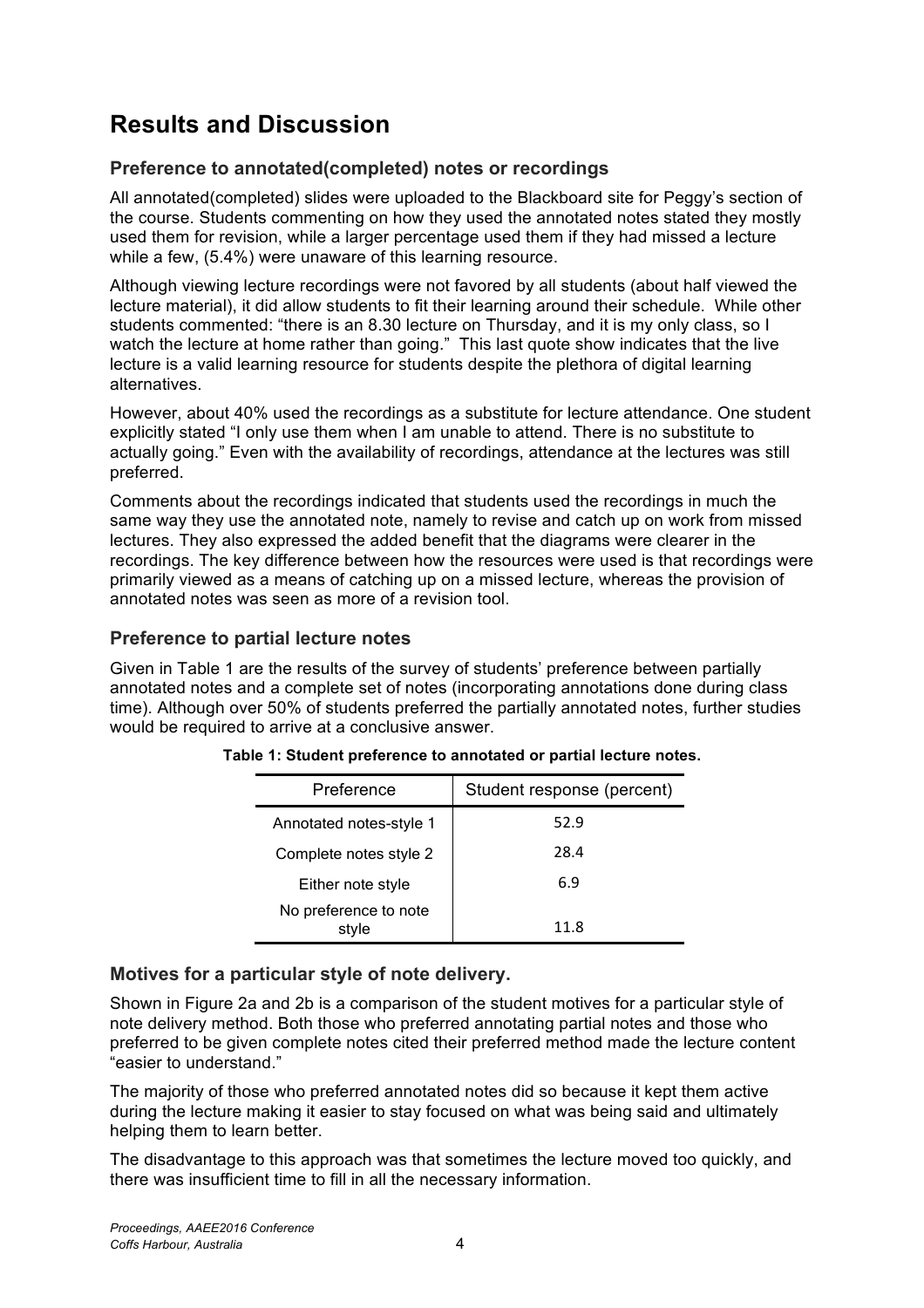## Results and Discussion

### Preference to annotated(completed) notes or recordings

All annotated(completed) slides were uploaded to the Blackboard site for Peggy's section of the course. Students commenting on how they used the annotated notes stated they mostly used them for revision, while a larger percentage used them if they had missed a lecture while a few, (5.4%) were unaware of this learning resource.

Although viewing lecture recordings were not favored by all students (about half viewed the lecture material), it did allow students to fit their learning around their schedule. While other students commented: "there is an 8.30 lecture on Thursday, and it is my only class, so I watch the lecture at home rather than going." This last quote show indicates that the live lecture is a valid learning resource for students despite the plethora of digital learning alternatives.

However, about 40% used the recordings as a substitute for lecture attendance. One student explicitly stated "I only use them when I am unable to attend. There is no substitute to actually going." Even with the availability of recordings, attendance at the lectures was still preferred.

Comments about the recordings indicated that students used the recordings in much the same way they use the annotated notes, namely to revise and catch up on work from missed lectures. They also expressed the added benefit that the diagrams were clearer in the recordings. The key difference between how the resources were used is that recordings were primarily viewed as a means of catching up on a missed lecture, whereas the provision of annotated notes was seen as more of a revision tool.

### Preference to partial lecture notes

Given in Table 1 are the results of the survey of students' preference between partially annotated notes and a complete set of notes (incorporating annotations done during class time). Although over 50% of students preferred the partially annotated notes, further studies would be required to arrive at a conclusive answer.

**Table 1: Student preference to annotated or partial lecture notes.**

| Preference | Student response (percent) |
|---|---|
| Annotated notes-style 1 | 52.9 |
| Complete notes style 2 | 28.4 |
| Either note style | 6.9 |
| No preference to note style | 11.8 |

### Motives for a particular style of note delivery.

Shown in Figure 2a and 2b is a comparison of the student motives for a particular style of note delivery method. Both those who preferred annotating partial notes and those who preferred to be given complete notes cited their preferred method made the lecture content "easier to understand."

The majority of those who preferred annotated notes did so because it kept them active during the lecture making it easier to stay focused on what was being said and ultimately helping them to learn better.

The disadvantage to this approach was that sometimes the lecture moved too quickly, and there was insufficient time to fill in all the necessary information.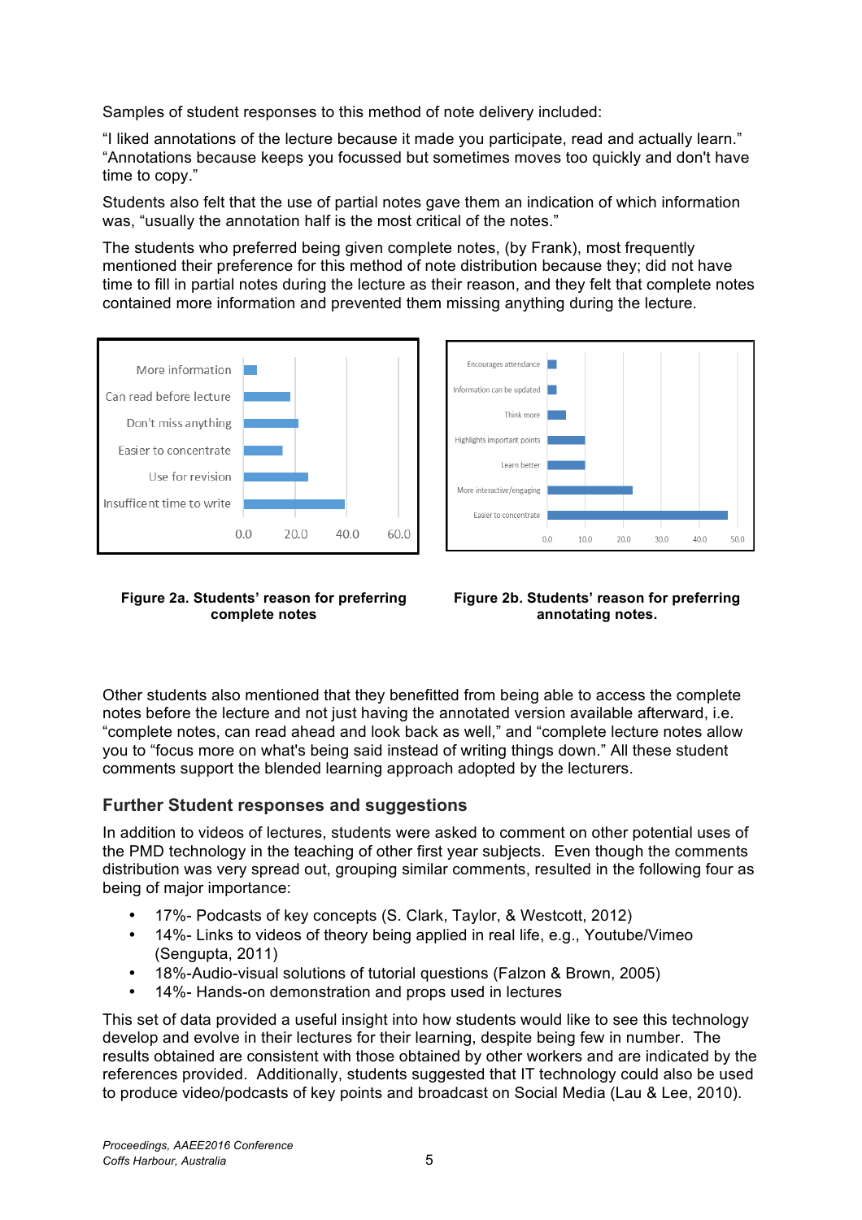Samples of student responses to this method of note delivery included:

"I liked annotations of the lecture because it made you participate, read and actually learn." "Annotations because keeps you focussed but sometimes moves too quickly and don't have time to copy."

Students also felt that the use of partial notes gave them an indication of which information was, "usually the annotation half is the most critical of the notes."

The students who preferred being given complete notes, (by Frank), most frequently mentioned their preference for this method of note distribution because they; did not have time to fill in partial notes during the lecture as their reason, and they felt that complete notes contained more information and prevented them missing anything during the lecture.

**Figure 2a. Students' reason for preferring complete notes**

**Figure 2b. Students' reason for preferring annotating notes.**

Other students also mentioned that they benefitted from being able to access the complete notes before the lecture and not just having the annotated version available afterward, i.e. "complete notes, can read ahead and look back as well," and "complete lecture notes allow you to "focus more on what's being said instead of writing things down." All these student comments support the blended learning approach adopted by the lecturers.

## Further Student responses and suggestions

In addition to videos of lectures, students were asked to comment on other potential uses of the PMD technology in the teaching of other first year subjects. Even though the comments distribution was very spread out, grouping similar comments, resulted in the following four as being of major importance:

- 17%- Podcasts of key concepts (S. Clark, Taylor, & Westcott, 2012)
- 14%- Links to videos of theory being applied in real life, e.g., Youtube/Vimeo (Sengupta, 2011)
- 18%-Audio-visual solutions of tutorial questions (Falzon & Brown, 2005)
- 14%- Hands-on demonstration and props used in lectures

This set of data provided a useful insight into how students would like to see this technology develop and evolve in their lectures for their learning, despite being few in number. The results obtained are consistent with those obtained by other workers and are indicated by the references provided. Additionally, students suggested that IT technology could also be used to produce video/podcasts of key points and broadcast on Social Media (Lau & Lee, 2010).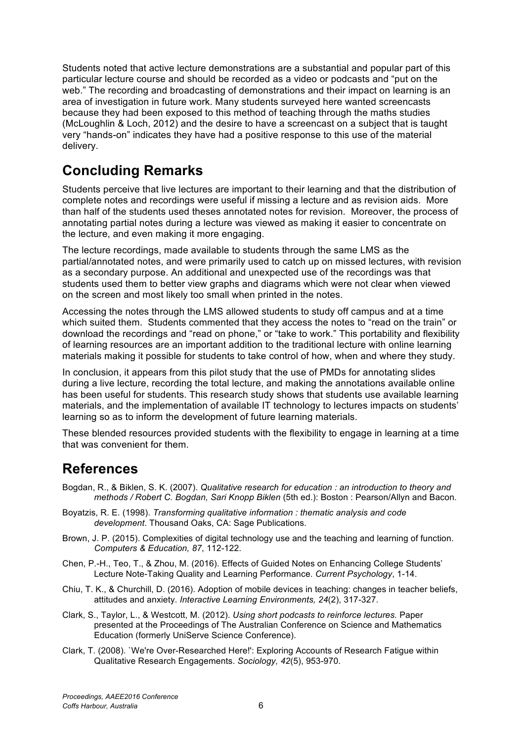Students noted that active lecture demonstrations are a substantial and popular part of this particular lecture course and should be recorded as a video or podcasts and "put on the web." The recording and broadcasting of demonstrations and their impact on learning is an area of investigation in future work. Many students surveyed here wanted screencasts because they had been exposed to this method of teaching through the maths studies (McLoughlin & Loch, 2012) and the desire to have a screencast on a subject that is taught very "hands-on" indicates they have had a positive response to this use of the material delivery.

## Concluding Remarks

Students perceive that live lectures are important to their learning and that the distribution of complete notes and recordings were useful if missing a lecture and as revision aids. More than half of the students used theses annotated notes for revision. Moreover, the process of annotating partial notes during a lecture was viewed as making it easier to concentrate on the lecture, and even making it more engaging.

The lecture recordings, made available to students through the same LMS as the partial/annotated notes, and were primarily used to catch up on missed lectures, with revision as a secondary purpose. An additional and unexpected use of the recordings was that students used them to better view graphs and diagrams which were not clear when viewed on the screen and most likely too small when printed in the notes.

Accessing the notes through the LMS allowed students to study off campus and at a time which suited them. Students commented that they access the notes to "read on the train" or download the recordings and "read on phone," or "take to work." This portability and flexibility of learning resources are an important addition to the traditional lecture with online learning materials making it possible for students to take control of how, when and where they study.

In conclusion, it appears from this pilot study that the use of PMDs for annotating slides during a live lecture, recording the total lecture, and making the annotations available online has been useful for students. This research study shows that students use available learning materials, and the implementation of available IT technology to lectures impacts on students' learning so as to inform the development of future learning materials.

These blended resources provided students with the flexibility to engage in learning at a time that was convenient for them.

## References

Bogdan, R., & Biklen, S. K. (2007). *Qualitative research for education : an introduction to theory and methods / Robert C. Bogdan, Sari Knopp Biklen* (5th ed.): Boston : Pearson/Allyn and Bacon.

Boyatzis, R. E. (1998). *Transforming qualitative information : thematic analysis and code development*. Thousand Oaks, CA: Sage Publications.

Brown, J. P. (2015). Complexities of digital technology use and the teaching and learning of function. *Computers & Education, 87*, 112-122.

Chen, P.-H., Teo, T., & Zhou, M. (2016). Effects of Guided Notes on Enhancing College Students' Lecture Note-Taking Quality and Learning Performance. *Current Psychology*, 1-14.

Chiu, T. K., & Churchill, D. (2016). Adoption of mobile devices in teaching: changes in teacher beliefs, attitudes and anxiety. *Interactive Learning Environments, 24*(2), 317-327.

Clark, S., Taylor, L., & Westcott, M. (2012). *Using short podcasts to reinforce lectures.* Paper presented at the Proceedings of The Australian Conference on Science and Mathematics Education (formerly UniServe Science Conference).

Clark, T. (2008). `We're Over-Researched Here!': Exploring Accounts of Research Fatigue within Qualitative Research Engagements. *Sociology, 42*(5), 953-970.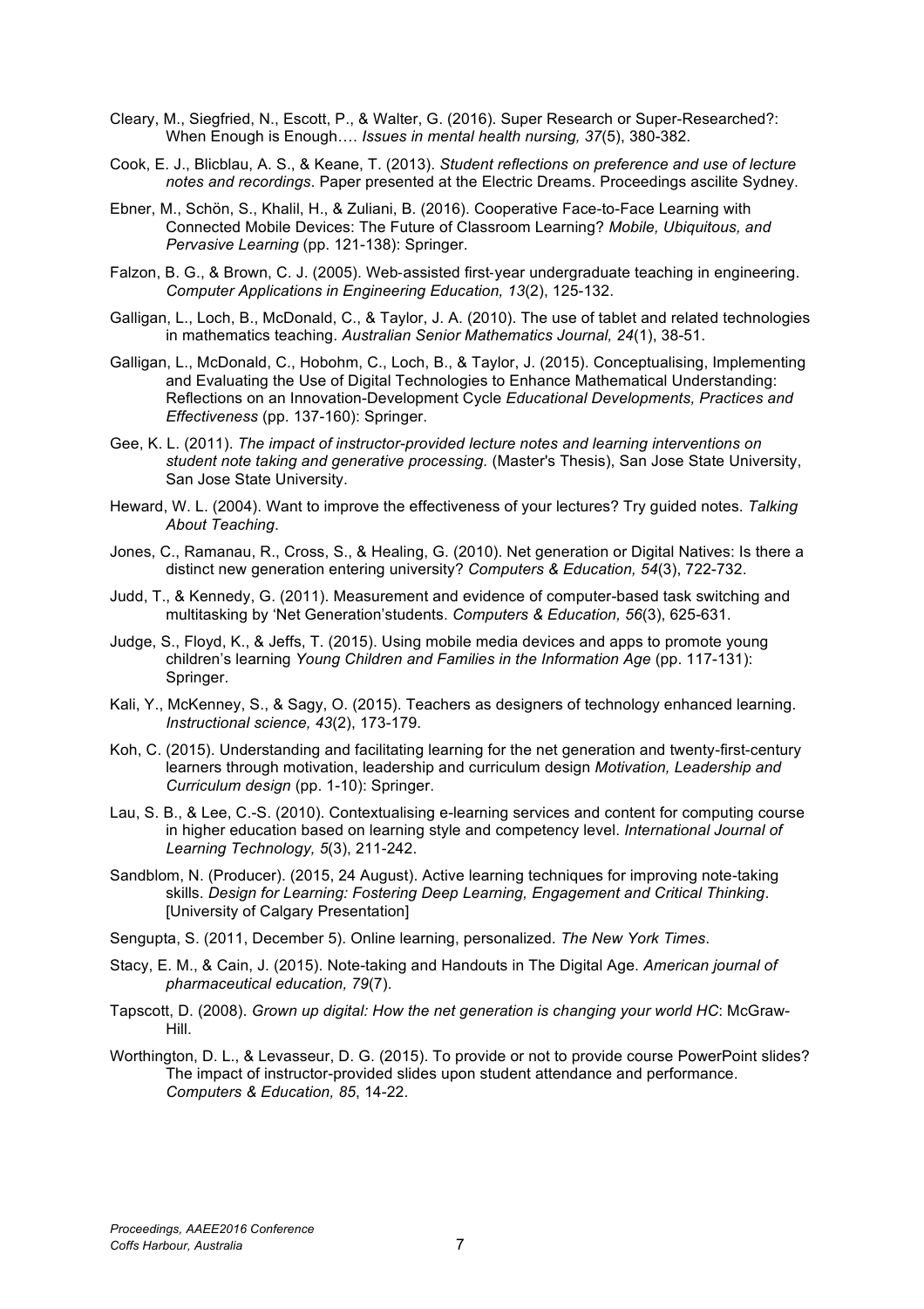Cleary, M., Siegfried, N., Escott, P., & Walter, G. (2016). Super Research or Super-Researched?: When Enough is Enough…. *Issues in mental health nursing, 37*(5), 380-382.

Cook, E. J., Blicblau, A. S., & Keane, T. (2013). *Student reflections on preference and use of lecture notes and recordings*. Paper presented at the Electric Dreams. Proceedings ascilite Sydney.

Ebner, M., Schön, S., Khalil, H., & Zuliani, B. (2016). Cooperative Face-to-Face Learning with Connected Mobile Devices: The Future of Classroom Learning? *Mobile, Ubiquitous, and Pervasive Learning* (pp. 121-138): Springer.

Falzon, B. G., & Brown, C. J. (2005). Web-assisted first-year undergraduate teaching in engineering. *Computer Applications in Engineering Education, 13*(2), 125-132.

Galligan, L., Loch, B., McDonald, C., & Taylor, J. A. (2010). The use of tablet and related technologies in mathematics teaching. *Australian Senior Mathematics Journal, 24*(1), 38-51.

Galligan, L., McDonald, C., Hobohm, C., Loch, B., & Taylor, J. (2015). Conceptualising, Implementing and Evaluating the Use of Digital Technologies to Enhance Mathematical Understanding: Reflections on an Innovation-Development Cycle *Educational Developments, Practices and Effectiveness* (pp. 137-160): Springer.

Gee, K. L. (2011). *The impact of instructor-provided lecture notes and learning interventions on student note taking and generative processing.* (Master's Thesis), San Jose State University, San Jose State University.

Heward, W. L. (2004). Want to improve the effectiveness of your lectures? Try guided notes. *Talking About Teaching*.

Jones, C., Ramanau, R., Cross, S., & Healing, G. (2010). Net generation or Digital Natives: Is there a distinct new generation entering university? *Computers & Education, 54*(3), 722-732.

Judd, T., & Kennedy, G. (2011). Measurement and evidence of computer-based task switching and multitasking by 'Net Generation'students. *Computers & Education, 56*(3), 625-631.

Judge, S., Floyd, K., & Jeffs, T. (2015). Using mobile media devices and apps to promote young children's learning *Young Children and Families in the Information Age* (pp. 117-131): Springer.

Kali, Y., McKenney, S., & Sagy, O. (2015). Teachers as designers of technology enhanced learning. *Instructional science, 43*(2), 173-179.

Koh, C. (2015). Understanding and facilitating learning for the net generation and twenty-first-century learners through motivation, leadership and curriculum design *Motivation, Leadership and Curriculum design* (pp. 1-10): Springer.

Lau, S. B., & Lee, C.-S. (2010). Contextualising e-learning services and content for computing course in higher education based on learning style and competency level. *International Journal of Learning Technology, 5*(3), 211-242.

Sandblom, N. (Producer). (2015, 24 August). Active learning techniques for improving note-taking skills. *Design for Learning: Fostering Deep Learning, Engagement and Critical Thinking*. [University of Calgary Presentation]

Sengupta, S. (2011, December 5). Online learning, personalized. *The New York Times*.

Stacy, E. M., & Cain, J. (2015). Note-taking and Handouts in The Digital Age. *American journal of pharmaceutical education, 79*(7).

Tapscott, D. (2008). *Grown up digital: How the net generation is changing your world HC*: McGraw-Hill.

Worthington, D. L., & Levasseur, D. G. (2015). To provide or not to provide course PowerPoint slides? The impact of instructor-provided slides upon student attendance and performance. *Computers & Education, 85*, 14-22.